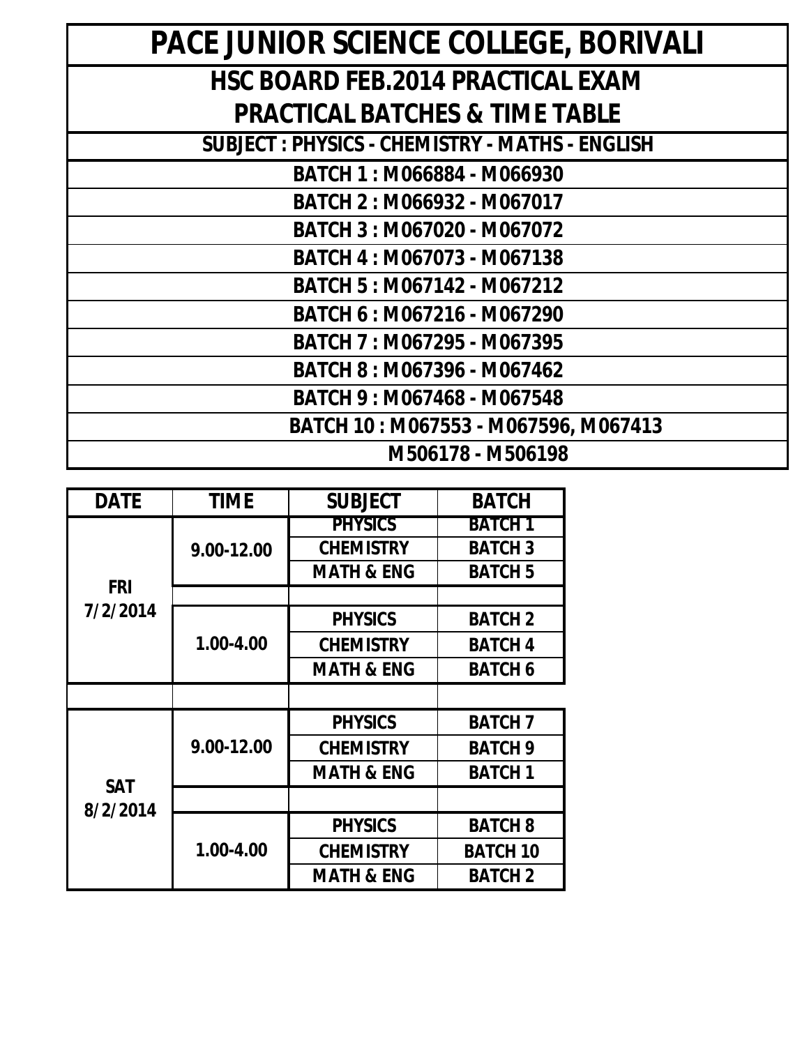# PACE JUNIOR SCIENCE COLLEGE, BORIVALI

## HSC BOARD FEB.2014 PRACTICAL EXAM

## PRACTICAL BATCHES & TIME TABLE

**SUBJECT : PHYSICS - CHEMISTRY - MATHS - ENGLISH**

**BATCH 1 : M066884 - M066930**

**BATCH 2 : M066932 - M067017**

**BATCH 3 : M067020 - M067072**

**BATCH 4 : M067073 - M067138**

**BATCH 5 : M067142 - M067212**

**BATCH 6 : M067216 - M067290**

**BATCH 7 : M067295 - M067395**

**BATCH 8 : M067396 - M067462**

**BATCH 9 : M067468 - M067548**

**BATCH 10 : M067553 - M067596, M067413**

**M506178 - M506198**

| DATE | TIME | SUBJECT | BATCH |
|---|---|---|---|
| FRI 7/2/2014 | 9.00-12.00 | PHYSICS | BATCH 1 |
| | | CHEMISTRY | BATCH 3 |
| | | MATH & ENG | BATCH 5 |
| | | | |
| | 1.00-4.00 | PHYSICS | BATCH 2 |
| | | CHEMISTRY | BATCH 4 |
| | | MATH & ENG | BATCH 6 |
| | | | |
| SAT 8/2/2014 | 9.00-12.00 | PHYSICS | BATCH 7 |
| | | CHEMISTRY | BATCH 9 |
| | | MATH & ENG | BATCH 1 |
| | | | |
| | 1.00-4.00 | PHYSICS | BATCH 8 |
| | | CHEMISTRY | BATCH 10 |
| | | MATH & ENG | BATCH 2 |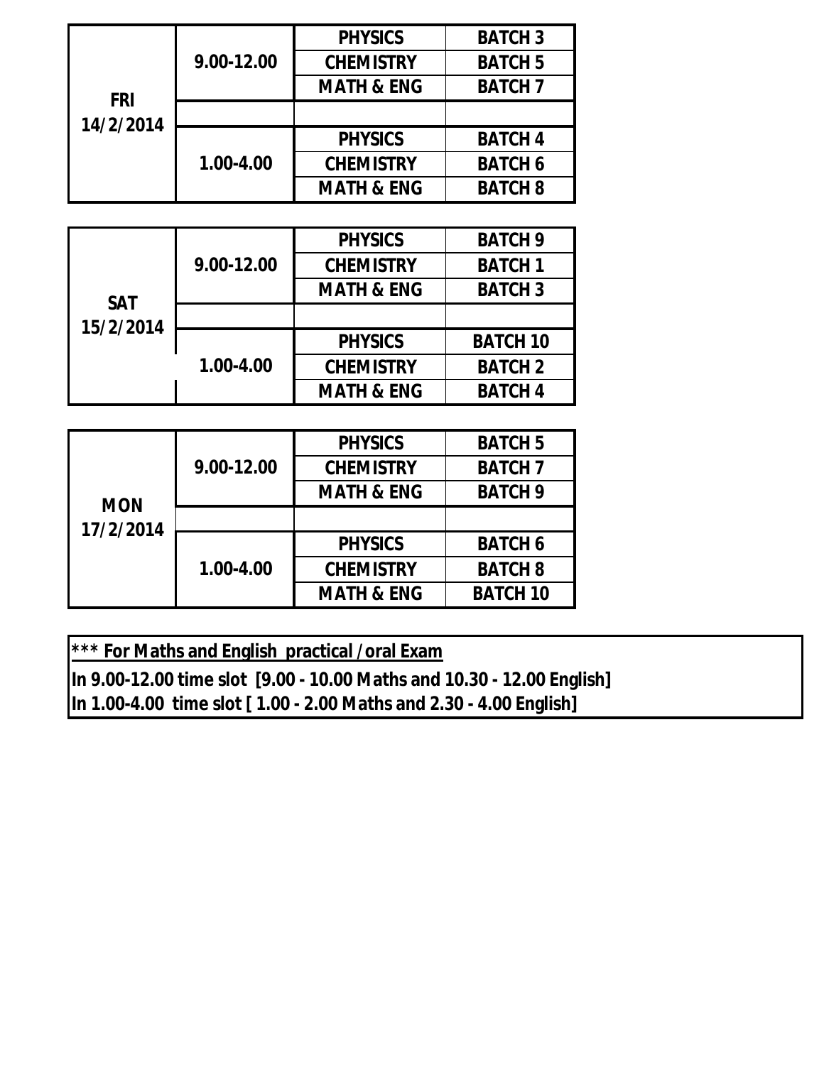| | | | |
|---|---|---|---|
| FRI 14/2/2014 | 9.00-12.00 | PHYSICS | BATCH 3 |
| | | CHEMISTRY | BATCH 5 |
| | | MATH & ENG | BATCH 7 |
| | | | |
| | 1.00-4.00 | PHYSICS | BATCH 4 |
| | | CHEMISTRY | BATCH 6 |
| | | MATH & ENG | BATCH 8 |

| | | | |
|---|---|---|---|
| SAT 15/2/2014 | 9.00-12.00 | PHYSICS | BATCH 9 |
| | | CHEMISTRY | BATCH 1 |
| | | MATH & ENG | BATCH 3 |
| | | | |
| | 1.00-4.00 | PHYSICS | BATCH 10 |
| | | CHEMISTRY | BATCH 2 |
| | | MATH & ENG | BATCH 4 |

| | | | |
|---|---|---|---|
| MON 17/2/2014 | 9.00-12.00 | PHYSICS | BATCH 5 |
| | | CHEMISTRY | BATCH 7 |
| | | MATH & ENG | BATCH 9 |
| | | | |
| | 1.00-4.00 | PHYSICS | BATCH 6 |
| | | CHEMISTRY | BATCH 8 |
| | | MATH & ENG | BATCH 10 |

**<u>*** For Maths and English practical /oral Exam</u>**

**In 9.00-12.00 time slot [9.00 - 10.00 Maths and 10.30 - 12.00 English]**

**In 1.00-4.00 time slot [ 1.00 - 2.00 Maths and 2.30 - 4.00 English]**